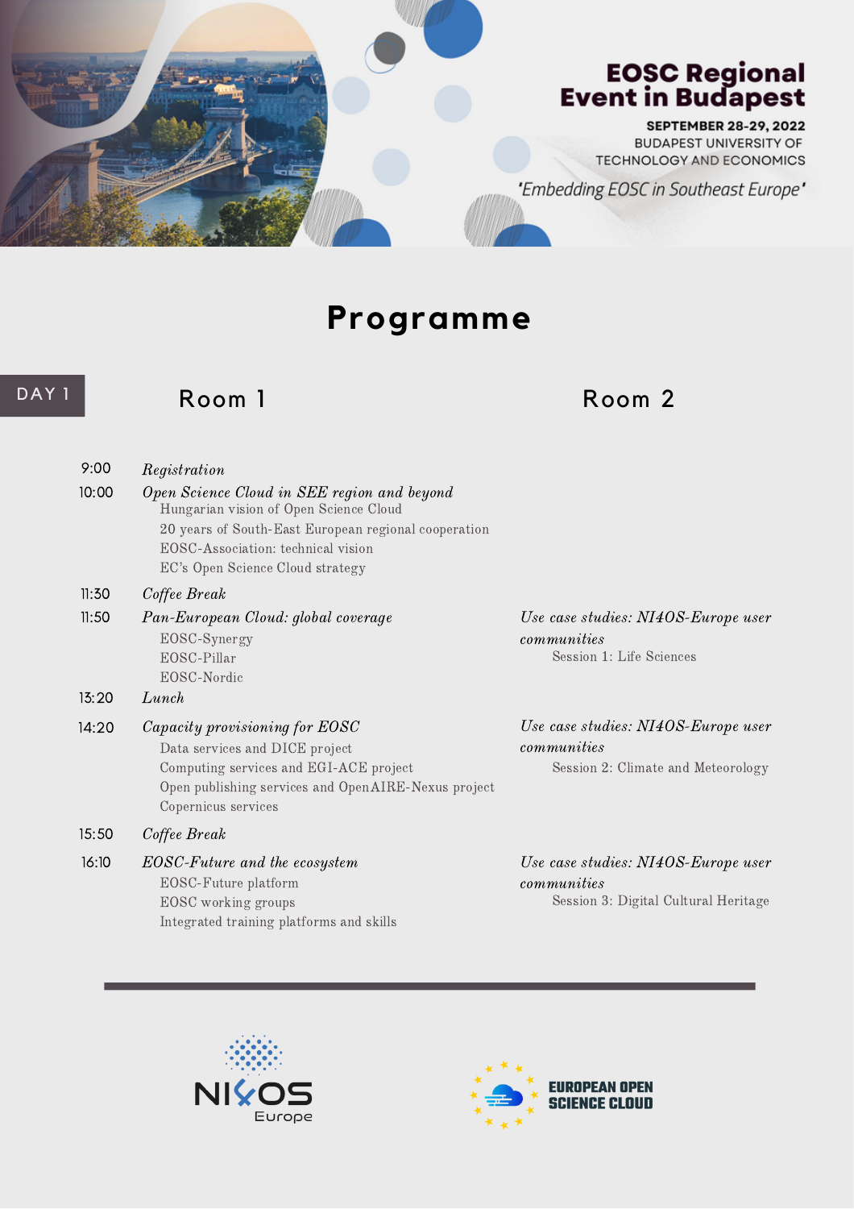# EOSC Regional Event in Budapest

**SEPTEMBER 28-29, 2022**
BUDAPEST UNIVERSITY OF TECHNOLOGY AND ECONOMICS

*'Embedding EOSC in Southeast Europe'*

## Programme

### DAY 1

| | Room 1 | Room 2 |
|---|---|---|
| 9:00 | *Registration* | |
| 10:00 | *Open Science Cloud in SEE region and beyond*<br>Hungarian vision of Open Science Cloud<br>20 years of South-East European regional cooperation<br>EOSC-Association: technical vision<br>EC's Open Science Cloud strategy | |
| 11:30 | *Coffee Break* | |
| 11:50 | *Pan-European Cloud: global coverage*<br>EOSC-Synergy<br>EOSC-Pillar<br>EOSC-Nordic | *Use case studies: NI4OS-Europe user communities*<br>Session 1: Life Sciences |
| 13:20 | *Lunch* | |
| 14:20 | *Capacity provisioning for EOSC*<br>Data services and DICE project<br>Computing services and EGI-ACE project<br>Open publishing services and OpenAIRE-Nexus project<br>Copernicus services | *Use case studies: NI4OS-Europe user communities*<br>Session 2: Climate and Meteorology |
| 15:50 | *Coffee Break* | |
| 16:10 | *EOSC-Future and the ecosystem*<br>EOSC-Future platform<br>EOSC working groups<br>Integrated training platforms and skills | *Use case studies: NI4OS-Europe user communities*<br>Session 3: Digital Cultural Heritage |

NI4OS Europe

EUROPEAN OPEN SCIENCE CLOUD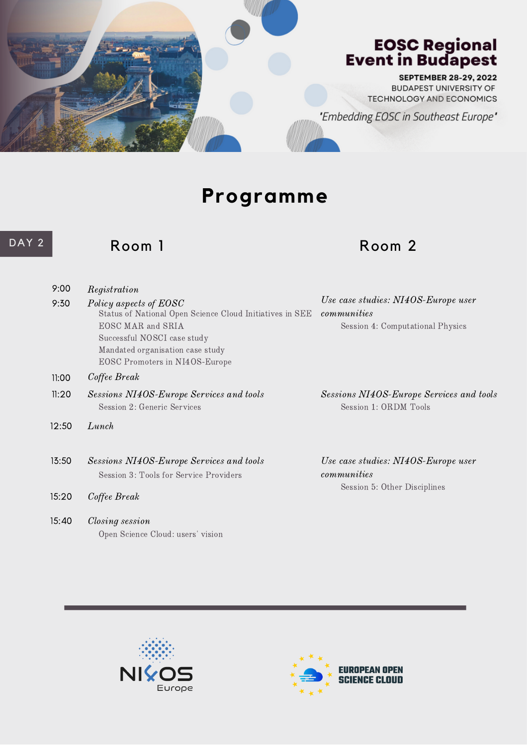# EOSC Regional Event in Budapest

**SEPTEMBER 28-29, 2022**
BUDAPEST UNIVERSITY OF TECHNOLOGY AND ECONOMICS

*'Embedding EOSC in Southeast Europe'*

## Programme

### DAY 2

| | Room 1 | Room 2 |
|---|---|---|
| 9:00 | *Registration* | |
| 9:30 | *Policy aspects of EOSC*<br>Status of National Open Science Cloud Initiatives in SEE<br>EOSC MAR and SRIA<br>Successful NOSCI case study<br>Mandated organisation case study<br>EOSC Promoters in NI4OS-Europe | *Use case studies: NI4OS-Europe user communities*<br>Session 4: Computational Physics |
| 11:00 | *Coffee Break* | |
| 11:20 | *Sessions NI4OS-Europe Services and tools*<br>Session 2: Generic Services | *Sessions NI4OS-Europe Services and tools*<br>Session 1: ORDM Tools |
| 12:50 | *Lunch* | |
| 13:50 | *Sessions NI4OS-Europe Services and tools*<br>Session 3: Tools for Service Providers | *Use case studies: NI4OS-Europe user communities*<br>Session 5: Other Disciplines |
| 15:20 | *Coffee Break* | |
| 15:40 | *Closing session*<br>Open Science Cloud: users' vision | |

NI4OS Europe

EUROPEAN OPEN SCIENCE CLOUD